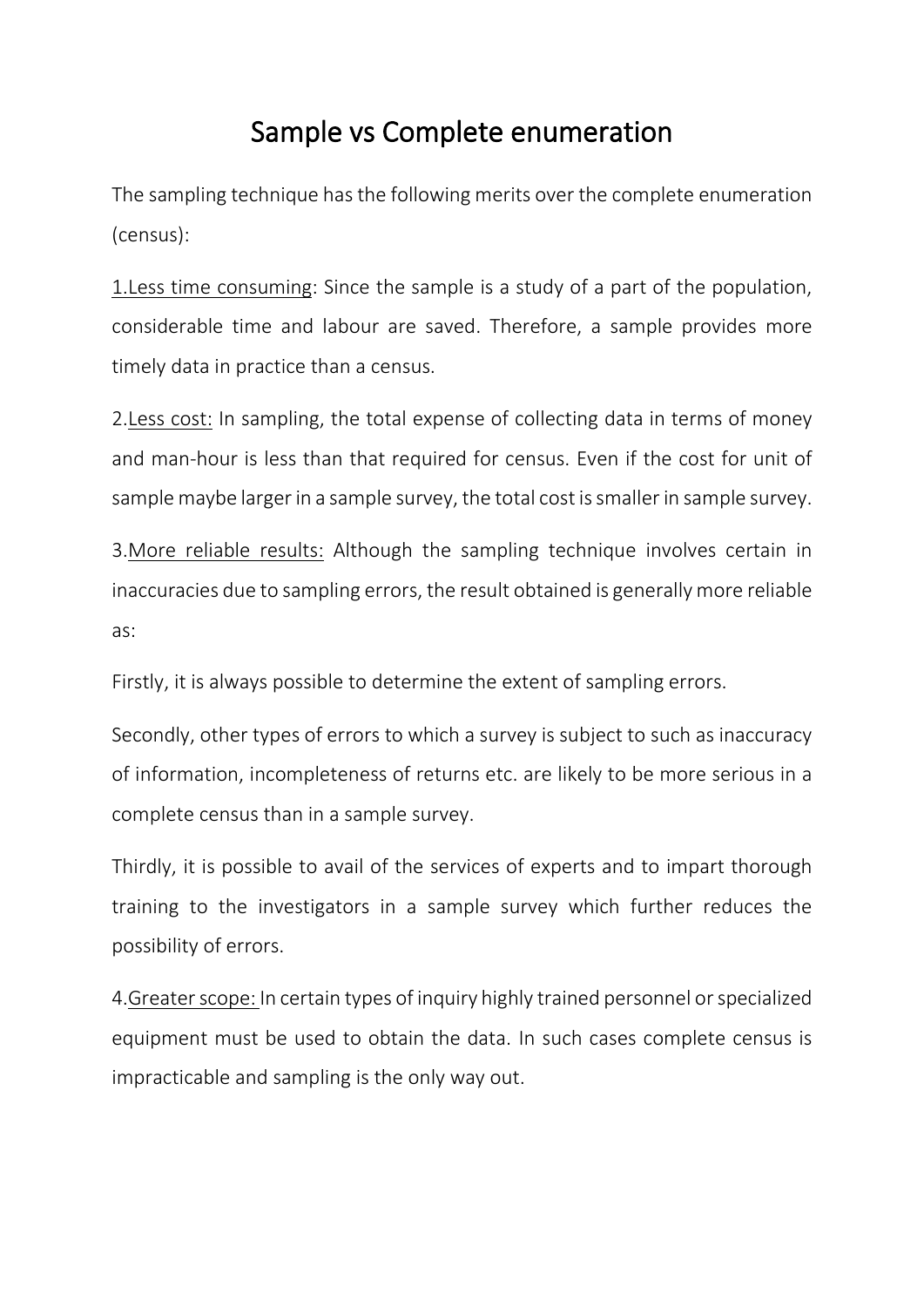# Sample vs Complete enumeration

The sampling technique has the following merits over the complete enumeration (census):

1.<u>Less time consuming</u>: Since the sample is a study of a part of the population, considerable time and labour are saved. Therefore, a sample provides more timely data in practice than a census.

2.<u>Less cost:</u> In sampling, the total expense of collecting data in terms of money and man-hour is less than that required for census. Even if the cost for unit of sample maybe larger in a sample survey, the total cost is smaller in sample survey.

3.<u>More reliable results:</u> Although the sampling technique involves certain in inaccuracies due to sampling errors, the result obtained is generally more reliable as:

Firstly, it is always possible to determine the extent of sampling errors.

Secondly, other types of errors to which a survey is subject to such as inaccuracy of information, incompleteness of returns etc. are likely to be more serious in a complete census than in a sample survey.

Thirdly, it is possible to avail of the services of experts and to impart thorough training to the investigators in a sample survey which further reduces the possibility of errors.

4.<u>Greater scope:</u> In certain types of inquiry highly trained personnel or specialized equipment must be used to obtain the data. In such cases complete census is impracticable and sampling is the only way out.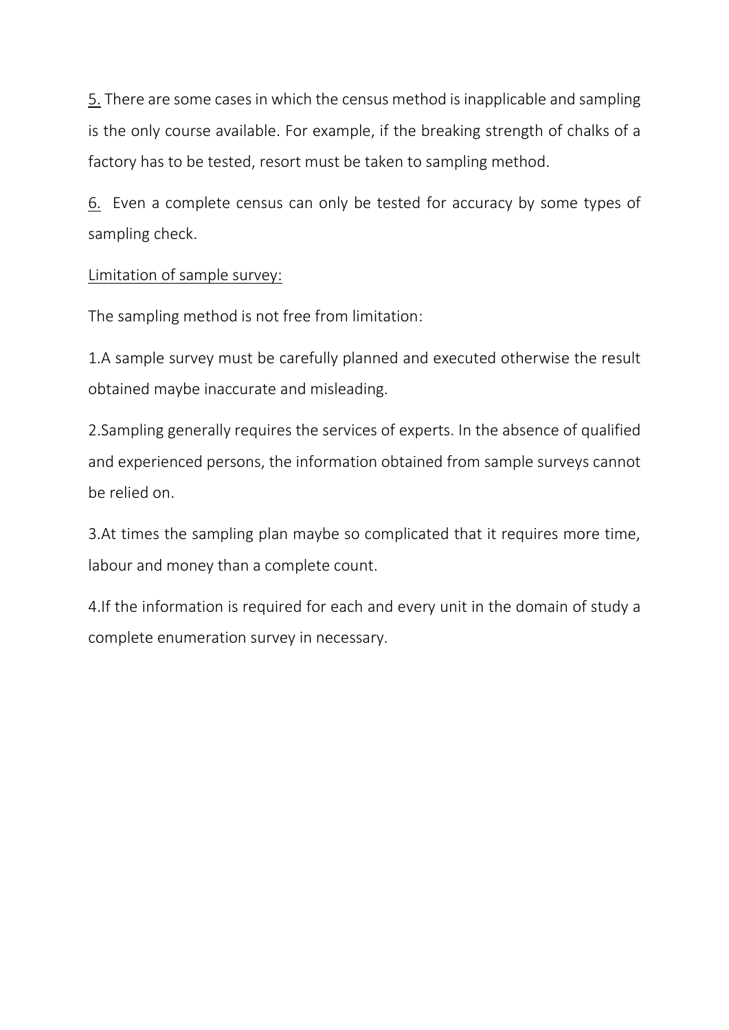5. There are some cases in which the census method is inapplicable and sampling is the only course available. For example, if the breaking strength of chalks of a factory has to be tested, resort must be taken to sampling method.

6. Even a complete census can only be tested for accuracy by some types of sampling check.

Limitation of sample survey:

The sampling method is not free from limitation:

1.A sample survey must be carefully planned and executed otherwise the result obtained maybe inaccurate and misleading.

2.Sampling generally requires the services of experts. In the absence of qualified and experienced persons, the information obtained from sample surveys cannot be relied on.

3.At times the sampling plan maybe so complicated that it requires more time, labour and money than a complete count.

4.If the information is required for each and every unit in the domain of study a complete enumeration survey in necessary.